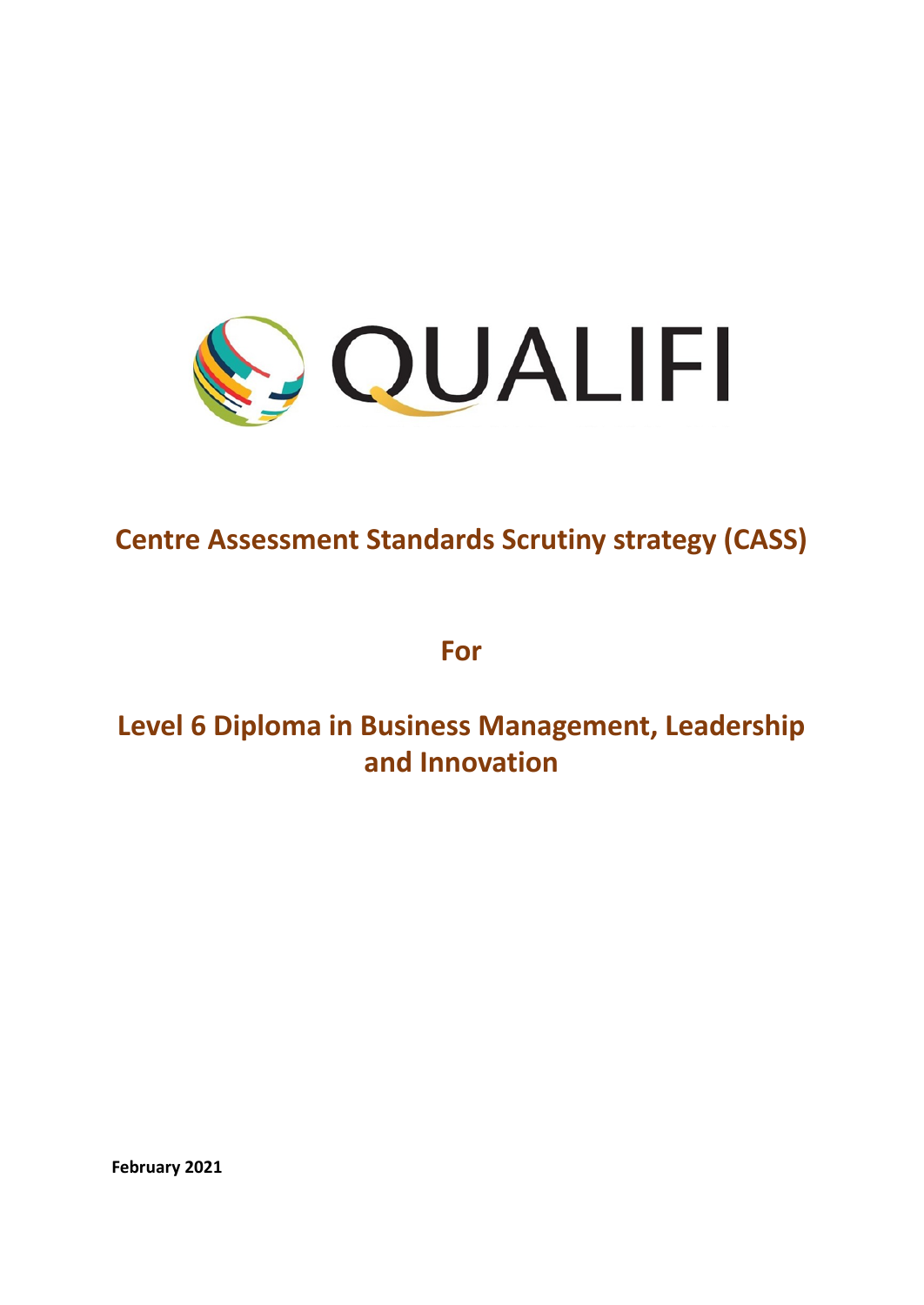QUALIFI

# Centre Assessment Standards Scrutiny strategy (CASS)

## For

## Level 6 Diploma in Business Management, Leadership and Innovation

**February 2021**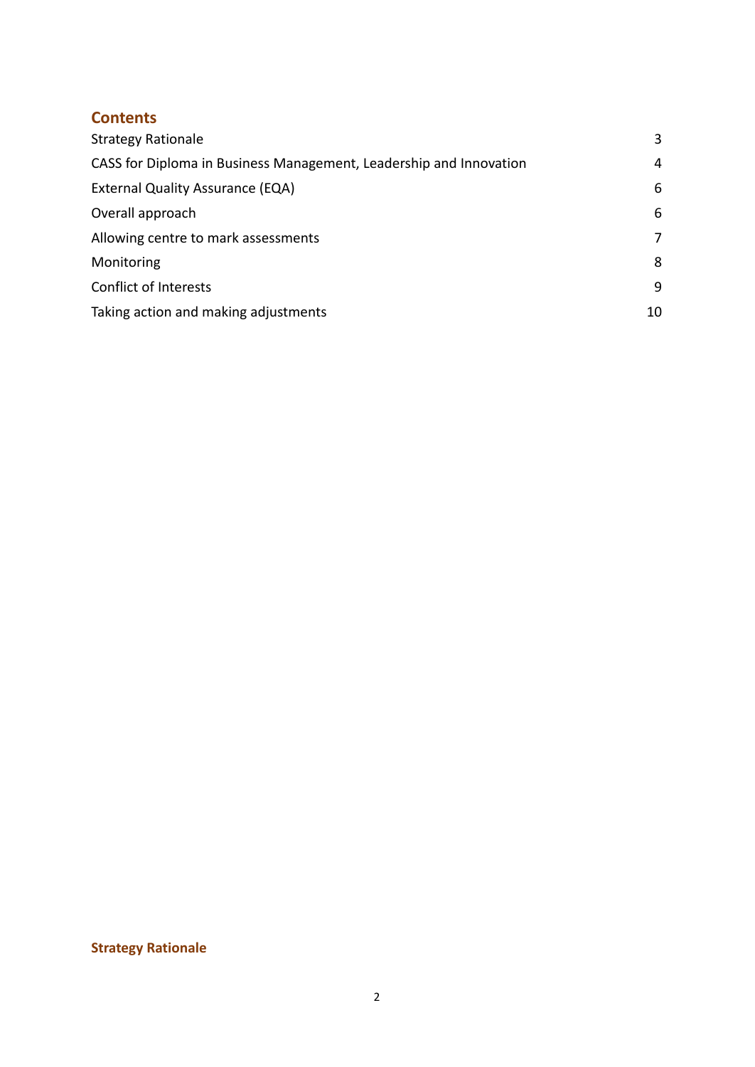## Contents

| | |
|---|---|
| Strategy Rationale | 3 |
| CASS for Diploma in Business Management, Leadership and Innovation | 4 |
| External Quality Assurance (EQA) | 6 |
| Overall approach | 6 |
| Allowing centre to mark assessments | 7 |
| Monitoring | 8 |
| Conflict of Interests | 9 |
| Taking action and making adjustments | 10 |

## Strategy Rationale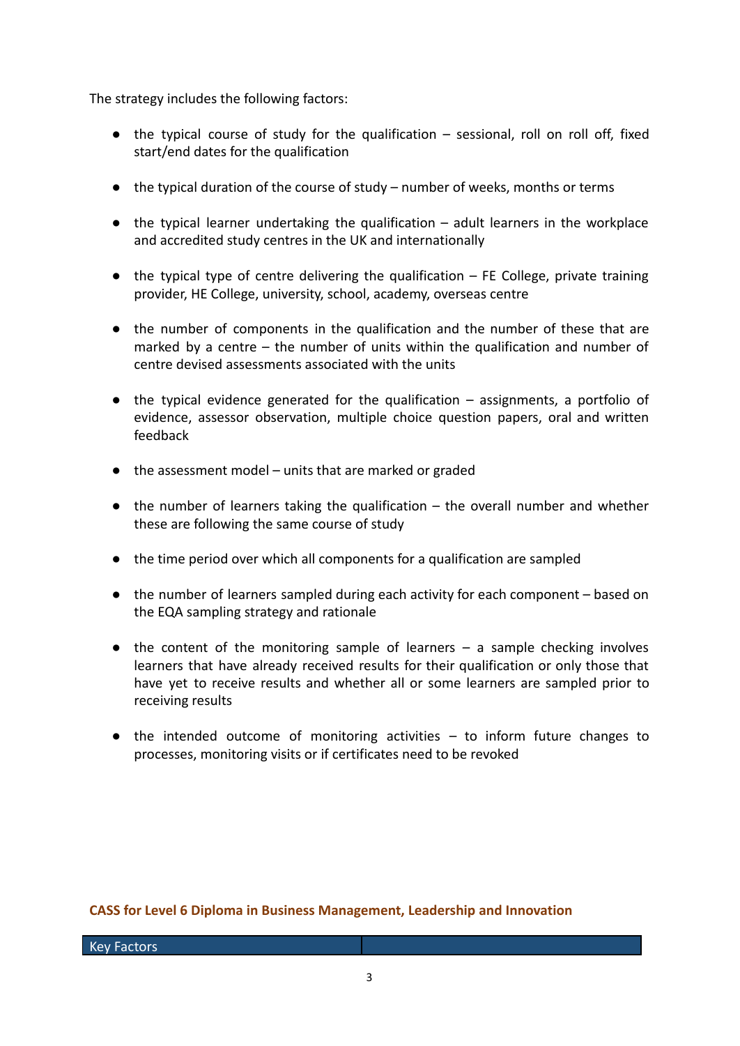The strategy includes the following factors:

- the typical course of study for the qualification – sessional, roll on roll off, fixed start/end dates for the qualification
- the typical duration of the course of study – number of weeks, months or terms
- the typical learner undertaking the qualification – adult learners in the workplace and accredited study centres in the UK and internationally
- the typical type of centre delivering the qualification – FE College, private training provider, HE College, university, school, academy, overseas centre
- the number of components in the qualification and the number of these that are marked by a centre – the number of units within the qualification and number of centre devised assessments associated with the units
- the typical evidence generated for the qualification – assignments, a portfolio of evidence, assessor observation, multiple choice question papers, oral and written feedback
- the assessment model – units that are marked or graded
- the number of learners taking the qualification – the overall number and whether these are following the same course of study
- the time period over which all components for a qualification are sampled
- the number of learners sampled during each activity for each component – based on the EQA sampling strategy and rationale
- the content of the monitoring sample of learners – a sample checking involves learners that have already received results for their qualification or only those that have yet to receive results and whether all or some learners are sampled prior to receiving results
- the intended outcome of monitoring activities – to inform future changes to processes, monitoring visits or if certificates need to be revoked

### CASS for Level 6 Diploma in Business Management, Leadership and Innovation

| Key Factors | |
|---|---|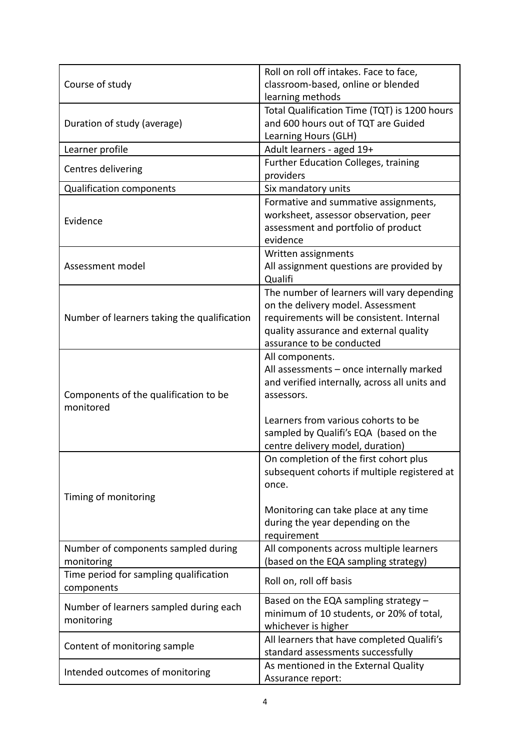| | |
|---|---|
| Course of study | Roll on roll off intakes. Face to face, classroom-based, online or blended learning methods |
| Duration of study (average) | Total Qualification Time (TQT) is 1200 hours and 600 hours out of TQT are Guided Learning Hours (GLH) |
| Learner profile | Adult learners - aged 19+ |
| Centres delivering | Further Education Colleges, training providers |
| Qualification components | Six mandatory units |
| Evidence | Formative and summative assignments, worksheet, assessor observation, peer assessment and portfolio of product evidence |
| Assessment model | Written assignments<br>All assignment questions are provided by Qualifi |
| Number of learners taking the qualification | The number of learners will vary depending on the delivery model. Assessment requirements will be consistent. Internal quality assurance and external quality assurance to be conducted |
| Components of the qualification to be monitored | All components.<br>All assessments – once internally marked and verified internally, across all units and assessors.<br><br>Learners from various cohorts to be sampled by Qualifi's EQA (based on the centre delivery model, duration) |
| Timing of monitoring | On completion of the first cohort plus subsequent cohorts if multiple registered at once.<br><br>Monitoring can take place at any time during the year depending on the requirement |
| Number of components sampled during monitoring | All components across multiple learners (based on the EQA sampling strategy) |
| Time period for sampling qualification components | Roll on, roll off basis |
| Number of learners sampled during each monitoring | Based on the EQA sampling strategy – minimum of 10 students, or 20% of total, whichever is higher |
| Content of monitoring sample | All learners that have completed Qualifi's standard assessments successfully |
| Intended outcomes of monitoring | As mentioned in the External Quality Assurance report: |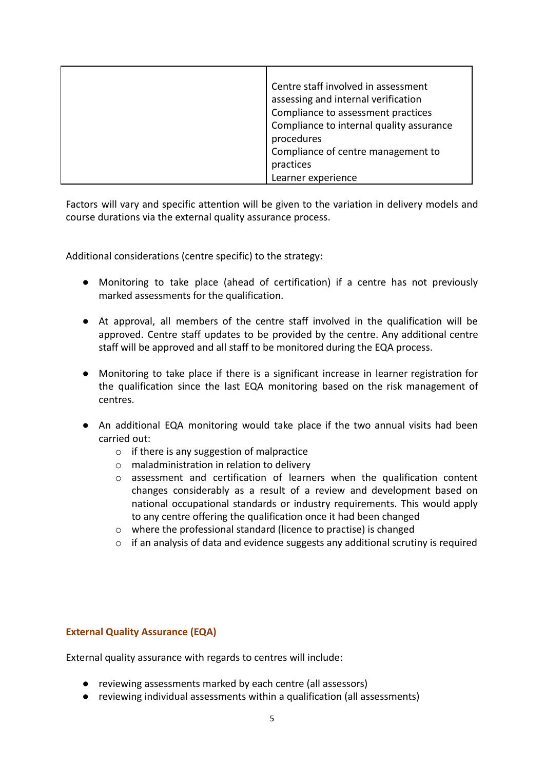| | |
|---|---|
| | Centre staff involved in assessment assessing and internal verification<br>Compliance to assessment practices<br>Compliance to internal quality assurance procedures<br>Compliance of centre management to practices<br>Learner experience |

Factors will vary and specific attention will be given to the variation in delivery models and course durations via the external quality assurance process.

Additional considerations (centre specific) to the strategy:

- Monitoring to take place (ahead of certification) if a centre has not previously marked assessments for the qualification.

- At approval, all members of the centre staff involved in the qualification will be approved. Centre staff updates to be provided by the centre. Any additional centre staff will be approved and all staff to be monitored during the EQA process.

- Monitoring to take place if there is a significant increase in learner registration for the qualification since the last EQA monitoring based on the risk management of centres.

- An additional EQA monitoring would take place if the two annual visits had been carried out:
    - if there is any suggestion of malpractice
    - maladministration in relation to delivery
    - assessment and certification of learners when the qualification content changes considerably as a result of a review and development based on national occupational standards or industry requirements. This would apply to any centre offering the qualification once it had been changed
    - where the professional standard (licence to practise) is changed
    - if an analysis of data and evidence suggests any additional scrutiny is required

### External Quality Assurance (EQA)

External quality assurance with regards to centres will include:

- reviewing assessments marked by each centre (all assessors)
- reviewing individual assessments within a qualification (all assessments)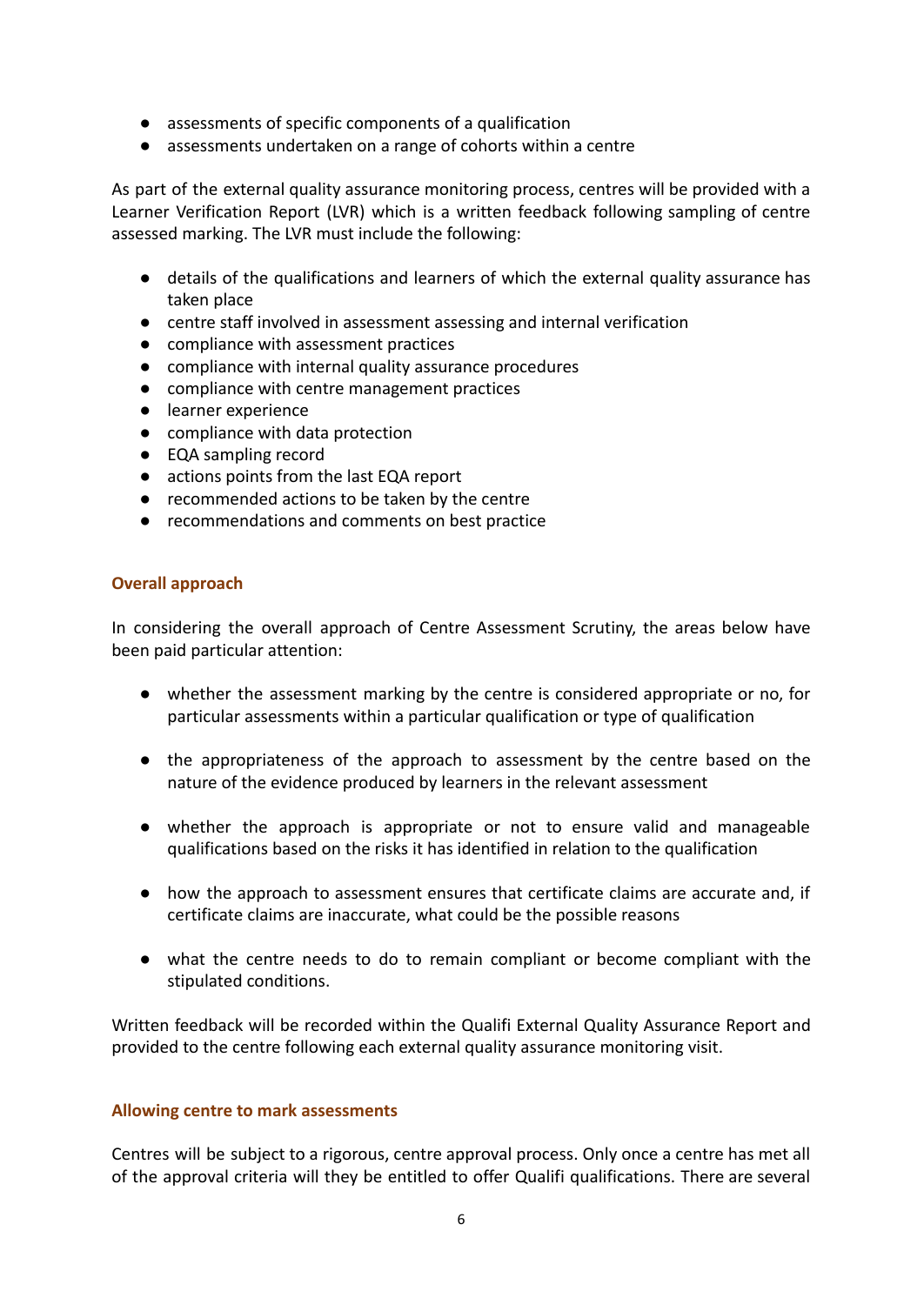- assessments of specific components of a qualification
- assessments undertaken on a range of cohorts within a centre

As part of the external quality assurance monitoring process, centres will be provided with a Learner Verification Report (LVR) which is a written feedback following sampling of centre assessed marking. The LVR must include the following:

- details of the qualifications and learners of which the external quality assurance has taken place
- centre staff involved in assessment assessing and internal verification
- compliance with assessment practices
- compliance with internal quality assurance procedures
- compliance with centre management practices
- learner experience
- compliance with data protection
- EQA sampling record
- actions points from the last EQA report
- recommended actions to be taken by the centre
- recommendations and comments on best practice

### Overall approach

In considering the overall approach of Centre Assessment Scrutiny, the areas below have been paid particular attention:

- whether the assessment marking by the centre is considered appropriate or no, for particular assessments within a particular qualification or type of qualification
- the appropriateness of the approach to assessment by the centre based on the nature of the evidence produced by learners in the relevant assessment
- whether the approach is appropriate or not to ensure valid and manageable qualifications based on the risks it has identified in relation to the qualification
- how the approach to assessment ensures that certificate claims are accurate and, if certificate claims are inaccurate, what could be the possible reasons
- what the centre needs to do to remain compliant or become compliant with the stipulated conditions.

Written feedback will be recorded within the Qualifi External Quality Assurance Report and provided to the centre following each external quality assurance monitoring visit.

### Allowing centre to mark assessments

Centres will be subject to a rigorous, centre approval process. Only once a centre has met all of the approval criteria will they be entitled to offer Qualifi qualifications. There are several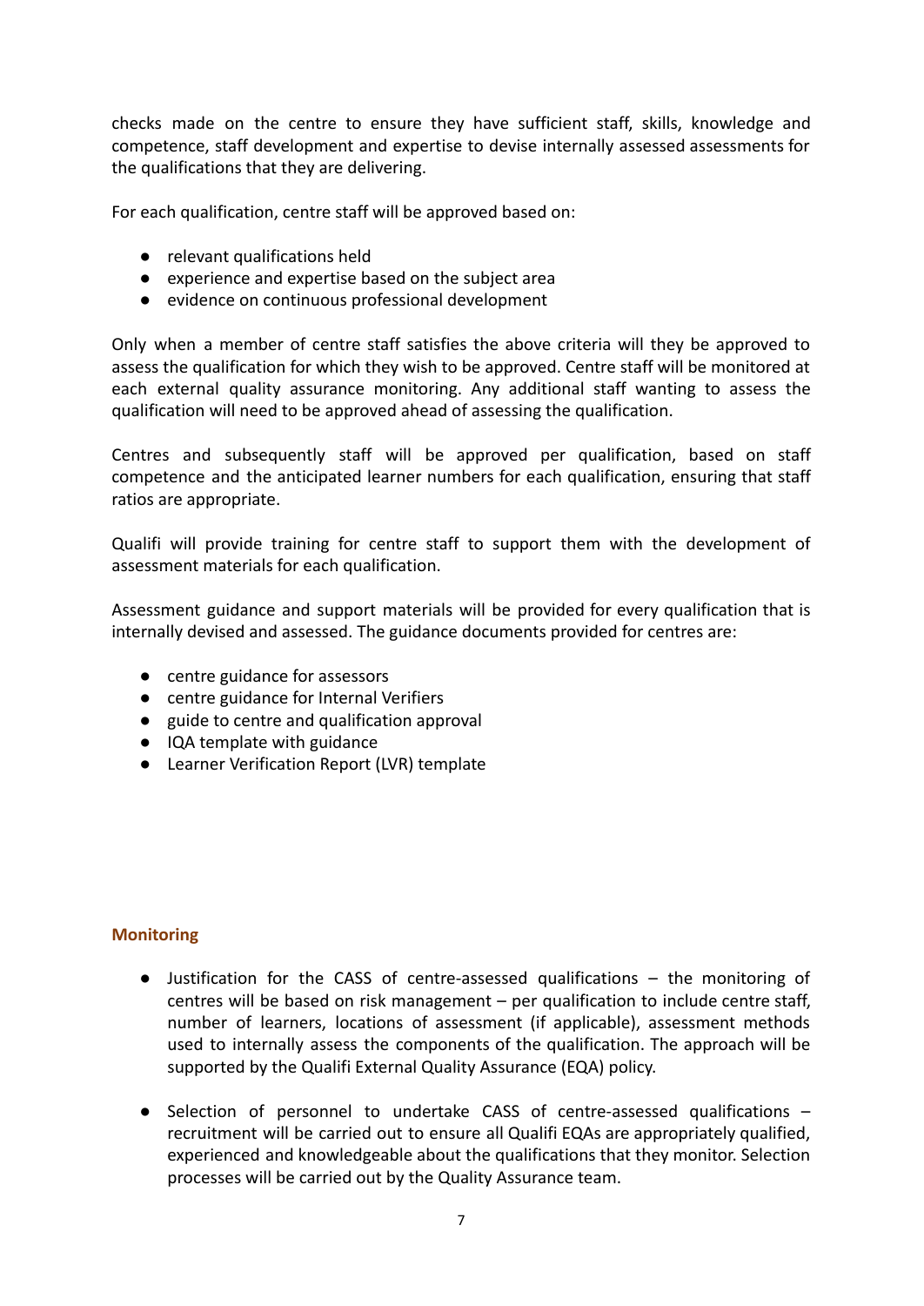checks made on the centre to ensure they have sufficient staff, skills, knowledge and competence, staff development and expertise to devise internally assessed assessments for the qualifications that they are delivering.

For each qualification, centre staff will be approved based on:

- relevant qualifications held
- experience and expertise based on the subject area
- evidence on continuous professional development

Only when a member of centre staff satisfies the above criteria will they be approved to assess the qualification for which they wish to be approved. Centre staff will be monitored at each external quality assurance monitoring. Any additional staff wanting to assess the qualification will need to be approved ahead of assessing the qualification.

Centres and subsequently staff will be approved per qualification, based on staff competence and the anticipated learner numbers for each qualification, ensuring that staff ratios are appropriate.

Qualifi will provide training for centre staff to support them with the development of assessment materials for each qualification.

Assessment guidance and support materials will be provided for every qualification that is internally devised and assessed. The guidance documents provided for centres are:

- centre guidance for assessors
- centre guidance for Internal Verifiers
- guide to centre and qualification approval
- IQA template with guidance
- Learner Verification Report (LVR) template

### Monitoring

- Justification for the CASS of centre-assessed qualifications – the monitoring of centres will be based on risk management – per qualification to include centre staff, number of learners, locations of assessment (if applicable), assessment methods used to internally assess the components of the qualification. The approach will be supported by the Qualifi External Quality Assurance (EQA) policy.

- Selection of personnel to undertake CASS of centre-assessed qualifications – recruitment will be carried out to ensure all Qualifi EQAs are appropriately qualified, experienced and knowledgeable about the qualifications that they monitor. Selection processes will be carried out by the Quality Assurance team.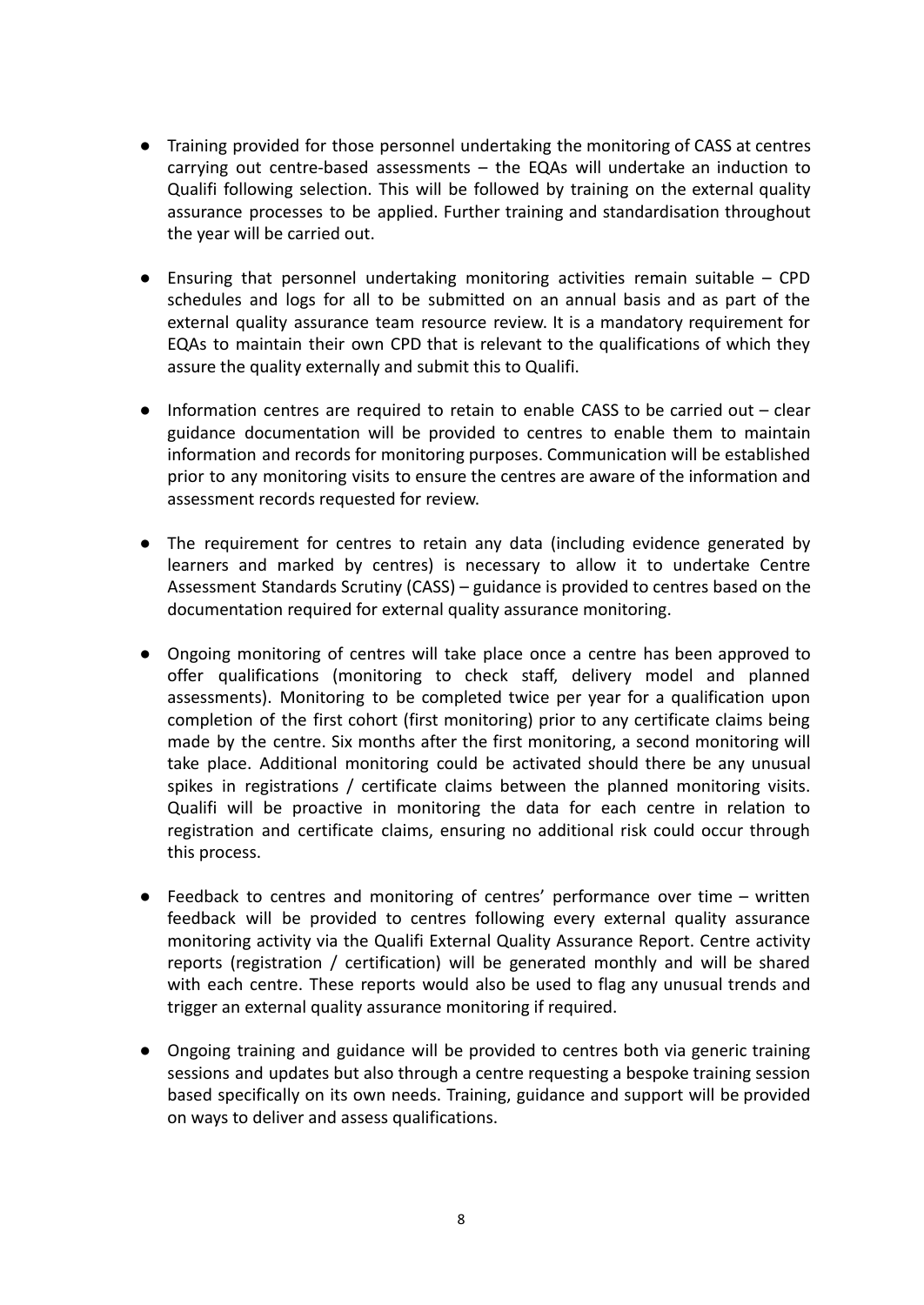- Training provided for those personnel undertaking the monitoring of CASS at centres carrying out centre-based assessments – the EQAs will undertake an induction to Qualifi following selection. This will be followed by training on the external quality assurance processes to be applied. Further training and standardisation throughout the year will be carried out.

- Ensuring that personnel undertaking monitoring activities remain suitable – CPD schedules and logs for all to be submitted on an annual basis and as part of the external quality assurance team resource review. It is a mandatory requirement for EQAs to maintain their own CPD that is relevant to the qualifications of which they assure the quality externally and submit this to Qualifi.

- Information centres are required to retain to enable CASS to be carried out – clear guidance documentation will be provided to centres to enable them to maintain information and records for monitoring purposes. Communication will be established prior to any monitoring visits to ensure the centres are aware of the information and assessment records requested for review.

- The requirement for centres to retain any data (including evidence generated by learners and marked by centres) is necessary to allow it to undertake Centre Assessment Standards Scrutiny (CASS) – guidance is provided to centres based on the documentation required for external quality assurance monitoring.

- Ongoing monitoring of centres will take place once a centre has been approved to offer qualifications (monitoring to check staff, delivery model and planned assessments). Monitoring to be completed twice per year for a qualification upon completion of the first cohort (first monitoring) prior to any certificate claims being made by the centre. Six months after the first monitoring, a second monitoring will take place. Additional monitoring could be activated should there be any unusual spikes in registrations / certificate claims between the planned monitoring visits. Qualifi will be proactive in monitoring the data for each centre in relation to registration and certificate claims, ensuring no additional risk could occur through this process.

- Feedback to centres and monitoring of centres' performance over time – written feedback will be provided to centres following every external quality assurance monitoring activity via the Qualifi External Quality Assurance Report. Centre activity reports (registration / certification) will be generated monthly and will be shared with each centre. These reports would also be used to flag any unusual trends and trigger an external quality assurance monitoring if required.

- Ongoing training and guidance will be provided to centres both via generic training sessions and updates but also through a centre requesting a bespoke training session based specifically on its own needs. Training, guidance and support will be provided on ways to deliver and assess qualifications.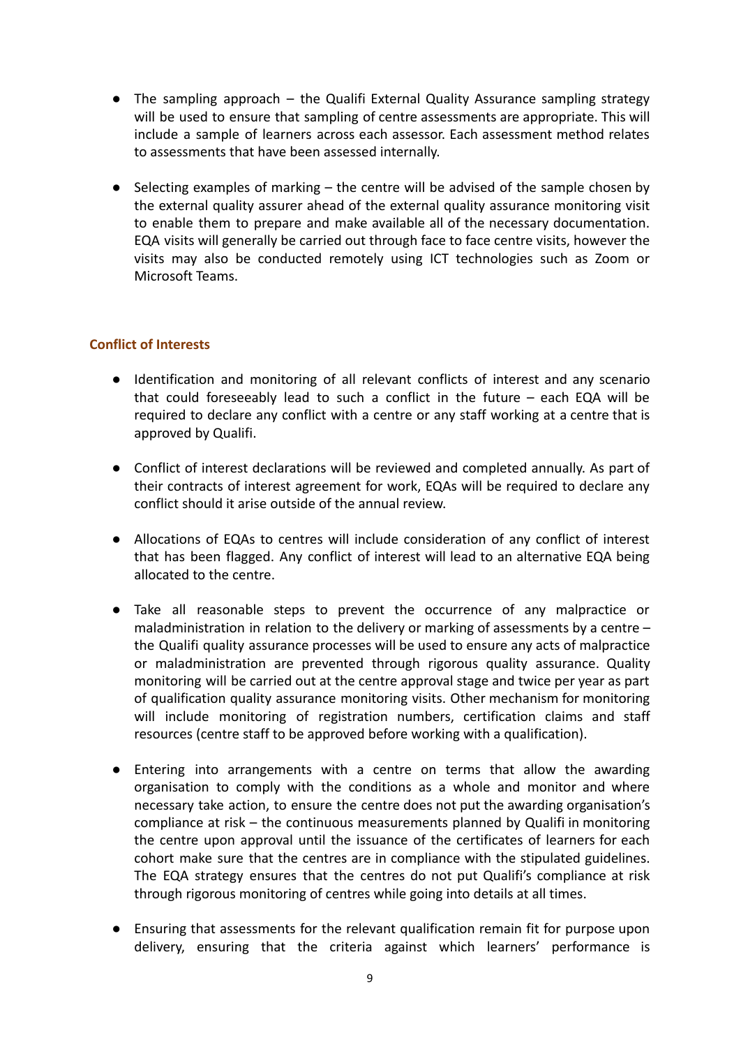- The sampling approach – the Qualifi External Quality Assurance sampling strategy will be used to ensure that sampling of centre assessments are appropriate. This will include a sample of learners across each assessor. Each assessment method relates to assessments that have been assessed internally.

- Selecting examples of marking – the centre will be advised of the sample chosen by the external quality assurer ahead of the external quality assurance monitoring visit to enable them to prepare and make available all of the necessary documentation. EQA visits will generally be carried out through face to face centre visits, however the visits may also be conducted remotely using ICT technologies such as Zoom or Microsoft Teams.

### Conflict of Interests

- Identification and monitoring of all relevant conflicts of interest and any scenario that could foreseeably lead to such a conflict in the future – each EQA will be required to declare any conflict with a centre or any staff working at a centre that is approved by Qualifi.

- Conflict of interest declarations will be reviewed and completed annually. As part of their contracts of interest agreement for work, EQAs will be required to declare any conflict should it arise outside of the annual review.

- Allocations of EQAs to centres will include consideration of any conflict of interest that has been flagged. Any conflict of interest will lead to an alternative EQA being allocated to the centre.

- Take all reasonable steps to prevent the occurrence of any malpractice or maladministration in relation to the delivery or marking of assessments by a centre – the Qualifi quality assurance processes will be used to ensure any acts of malpractice or maladministration are prevented through rigorous quality assurance. Quality monitoring will be carried out at the centre approval stage and twice per year as part of qualification quality assurance monitoring visits. Other mechanism for monitoring will include monitoring of registration numbers, certification claims and staff resources (centre staff to be approved before working with a qualification).

- Entering into arrangements with a centre on terms that allow the awarding organisation to comply with the conditions as a whole and monitor and where necessary take action, to ensure the centre does not put the awarding organisation's compliance at risk – the continuous measurements planned by Qualifi in monitoring the centre upon approval until the issuance of the certificates of learners for each cohort make sure that the centres are in compliance with the stipulated guidelines. The EQA strategy ensures that the centres do not put Qualifi's compliance at risk through rigorous monitoring of centres while going into details at all times.

- Ensuring that assessments for the relevant qualification remain fit for purpose upon delivery, ensuring that the criteria against which learners' performance is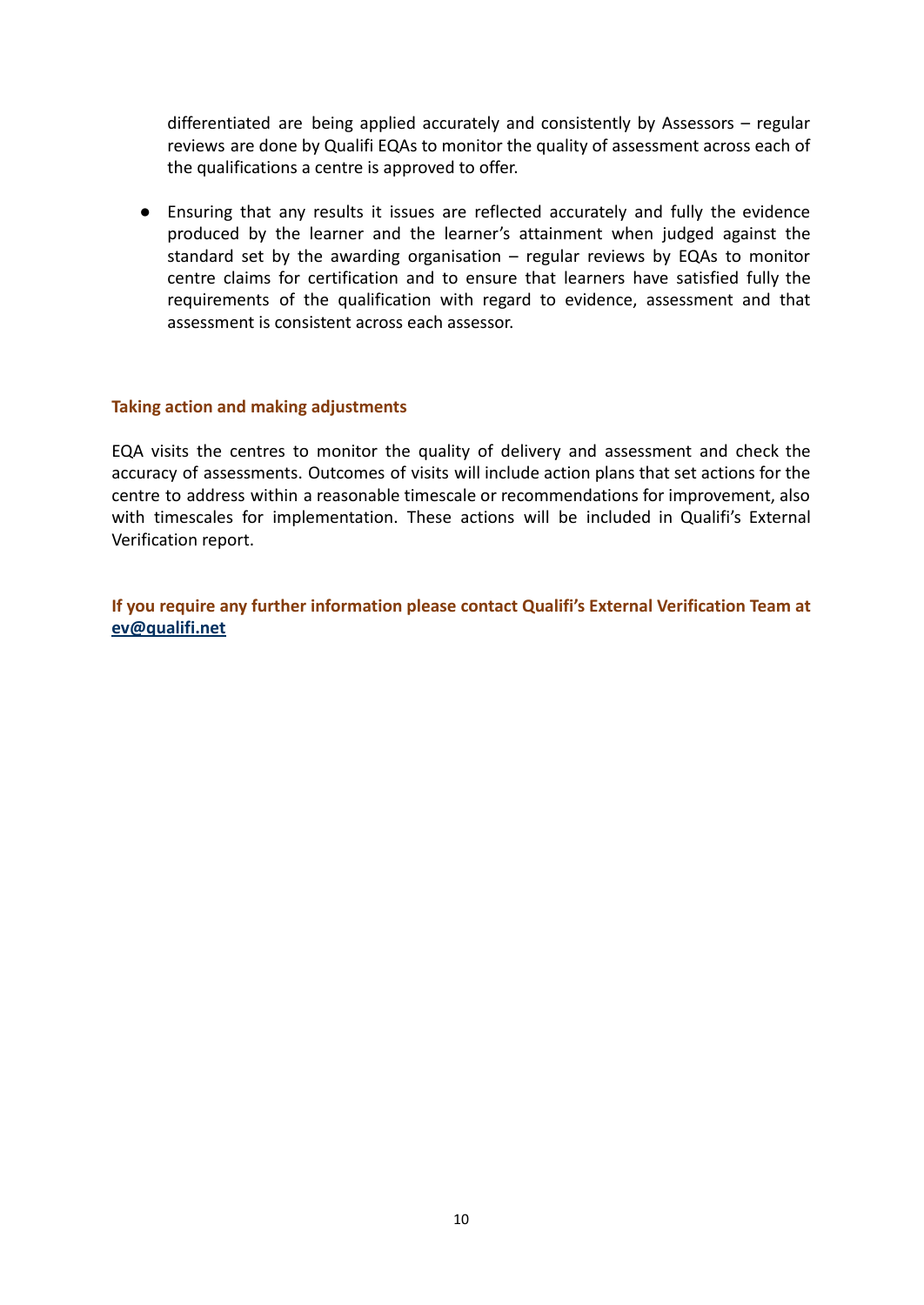differentiated are being applied accurately and consistently by Assessors – regular reviews are done by Qualifi EQAs to monitor the quality of assessment across each of the qualifications a centre is approved to offer.

- Ensuring that any results it issues are reflected accurately and fully the evidence produced by the learner and the learner's attainment when judged against the standard set by the awarding organisation – regular reviews by EQAs to monitor centre claims for certification and to ensure that learners have satisfied fully the requirements of the qualification with regard to evidence, assessment and that assessment is consistent across each assessor.

### Taking action and making adjustments

EQA visits the centres to monitor the quality of delivery and assessment and check the accuracy of assessments. Outcomes of visits will include action plans that set actions for the centre to address within a reasonable timescale or recommendations for improvement, also with timescales for implementation. These actions will be included in Qualifi's External Verification report.

**If you require any further information please contact Qualifi's External Verification Team at [ev@qualifi.net](mailto:ev@qualifi.net)**